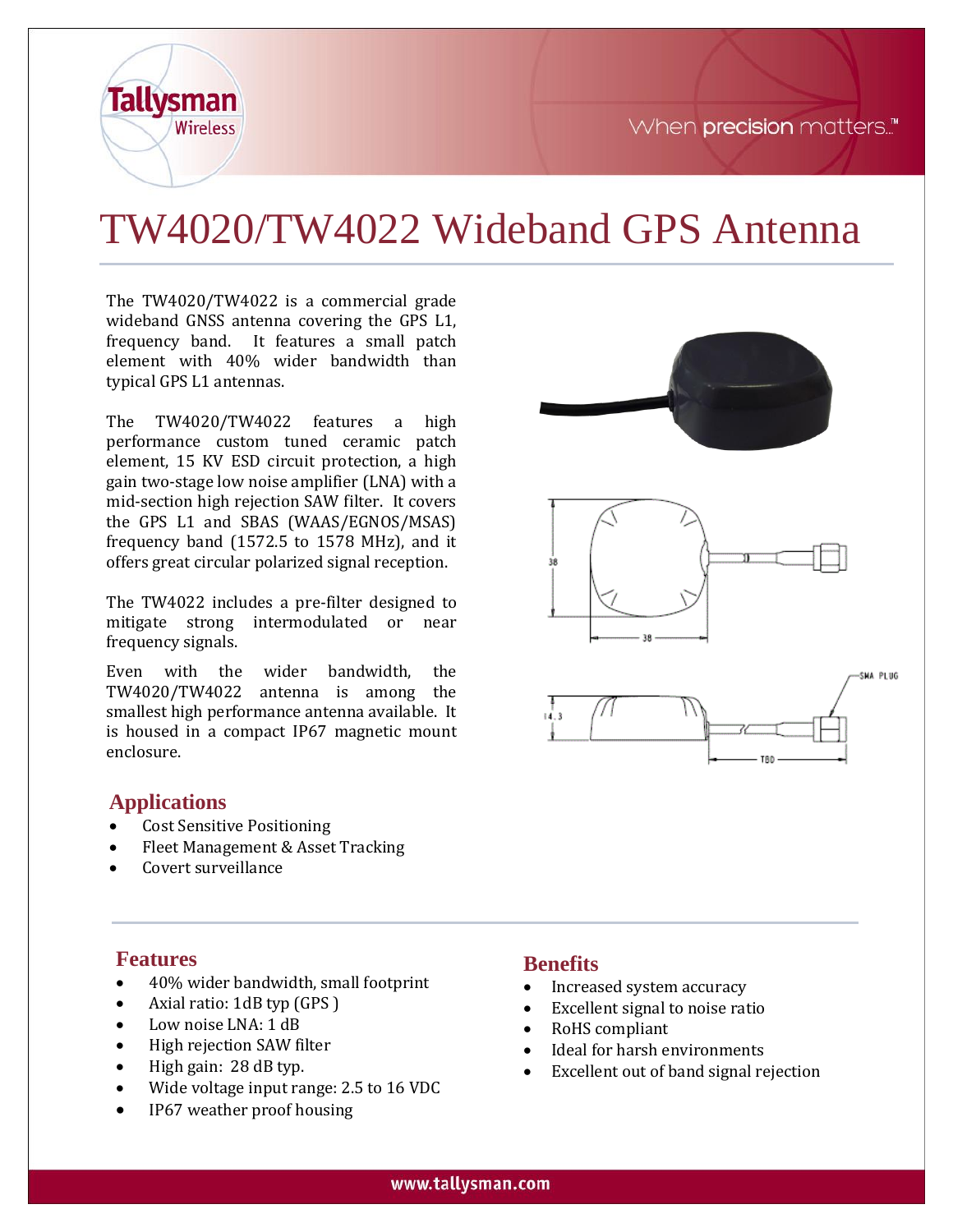# TW4020/TW4022 Wideband GPS Antenna

The TW4020/TW4022 is a commercial grade wideband GNSS antenna covering the GPS L1, frequency band. It features a small patch element with 40% wider bandwidth than typical GPS L1 antennas.

The TW4020/TW4022 features a high performance custom tuned ceramic patch element, 15 KV ESD circuit protection, a high gain two-stage low noise amplifier (LNA) with a mid-section high rejection SAW filter. It covers the GPS L1 and SBAS (WAAS/EGNOS/MSAS) frequency band (1572.5 to 1578 MHz), and it offers great circular polarized signal reception.

The TW4022 includes a pre-filter designed to mitigate strong intermodulated or near frequency signals.

Even with the wider bandwidth, the TW4020/TW4022 antenna is among the smallest high performance antenna available. It is housed in a compact IP67 magnetic mount enclosure.

## Applications

- Cost Sensitive Positioning
- Fleet Management & Asset Tracking
- Covert surveillance

## Features

- 40% wider bandwidth, small footprint
- Axial ratio: 1dB typ (GPS )
- Low noise LNA: 1 dB
- High rejection SAW filter
- High gain: 28 dB typ.
- Wide voltage input range: 2.5 to 16 VDC
- IP67 weather proof housing

## Benefits

- Increased system accuracy
- Excellent signal to noise ratio
- RoHS compliant
- Ideal for harsh environments
- Excellent out of band signal rejection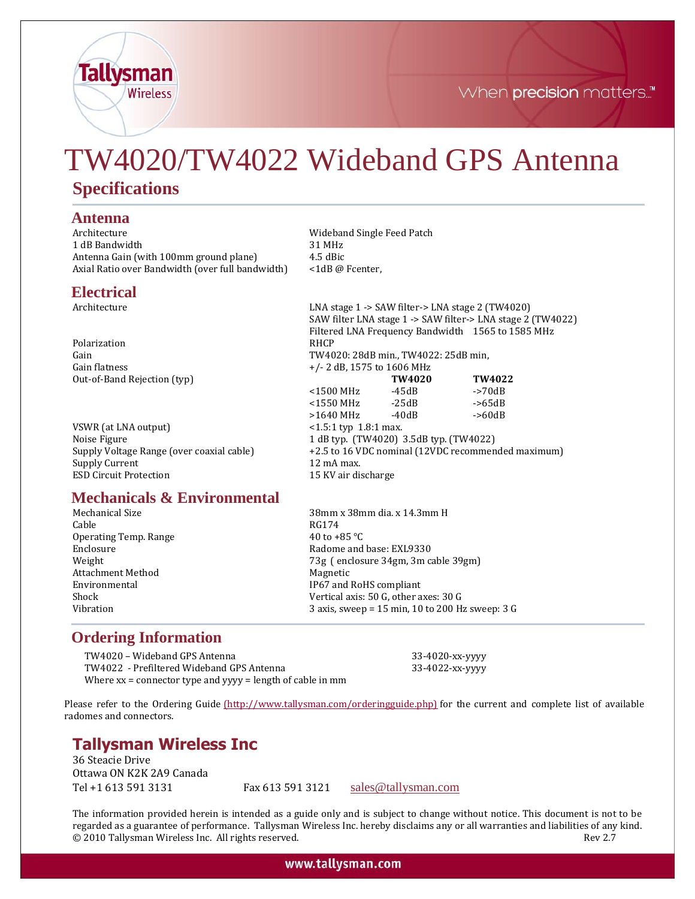# TW4020/TW4022 Wideband GPS Antenna

## Specifications

### Antenna

| | |
|---|---|
| Architecture | Wideband Single Feed Patch |
| 1 dB Bandwidth | 31 MHz |
| Antenna Gain (with 100mm ground plane) | 4.5 dBic |
| Axial Ratio over Bandwidth (over full bandwidth) | <1dB @ Fcenter, |

### Electrical

| | | | |
|---|---|---|---|
| Architecture | LNA stage 1 -> SAW filter-> LNA stage 2 (TW4020) | | |
| | SAW filter LNA stage 1 -> SAW filter-> LNA stage 2 (TW4022) | | |
| | Filtered LNA Frequency Bandwidth 1565 to 1585 MHz | | |
| Polarization | RHCP | | |
| Gain | TW4020: 28dB min., TW4022: 25dB min, | | |
| Gain flatness | +/- 2 dB, 1575 to 1606 MHz | | |
| Out-of-Band Rejection (typ) | | **TW4020** | **TW4022** |
| | <1500 MHz | -45dB | ->70dB |
| | <1550 MHz | -25dB | ->65dB |
| | >1640 MHz | -40dB | ->60dB |
| VSWR (at LNA output) | <1.5:1 typ 1.8:1 max. | | |
| Noise Figure | 1 dB typ. (TW4020) 3.5dB typ. (TW4022) | | |
| Supply Voltage Range (over coaxial cable) | +2.5 to 16 VDC nominal (12VDC recommended maximum) | | |
| Supply Current | 12 mA max. | | |
| ESD Circuit Protection | 15 KV air discharge | | |

### Mechanicals & Environmental

| | |
|---|---|
| Mechanical Size | 38mm x 38mm dia. x 14.3mm H |
| Cable | RG174 |
| Operating Temp. Range | 40 to +85 °C |
| Enclosure | Radome and base: EXL9330 |
| Weight | 73g ( enclosure 34gm, 3m cable 39gm) |
| Attachment Method | Magnetic |
| Environmental | IP67 and RoHS compliant |
| Shock | Vertical axis: 50 G, other axes: 30 G |
| Vibration | 3 axis, sweep = 15 min, 10 to 200 Hz sweep: 3 G |

### Ordering Information

| | |
|---|---|
| TW4020 – Wideband GPS Antenna | 33-4020-xx-yyyy |
| TW4022 - Prefiltered Wideband GPS Antenna | 33-4022-xx-yyyy |

Where xx = connector type and yyyy = length of cable in mm

Please refer to the Ordering Guide (http://www.tallysman.com/orderingguide.php) for the current and complete list of available radomes and connectors.

## Tallysman Wireless Inc

36 Steacie Drive
Ottawa ON K2K 2A9 Canada
Tel +1 613 591 3131 Fax 613 591 3121 sales@tallysman.com

The information provided herein is intended as a guide only and is subject to change without notice. This document is not to be regarded as a guarantee of performance. Tallysman Wireless Inc. hereby disclaims any or all warranties and liabilities of any kind.
© 2010 Tallysman Wireless Inc. All rights reserved. Rev 2.7